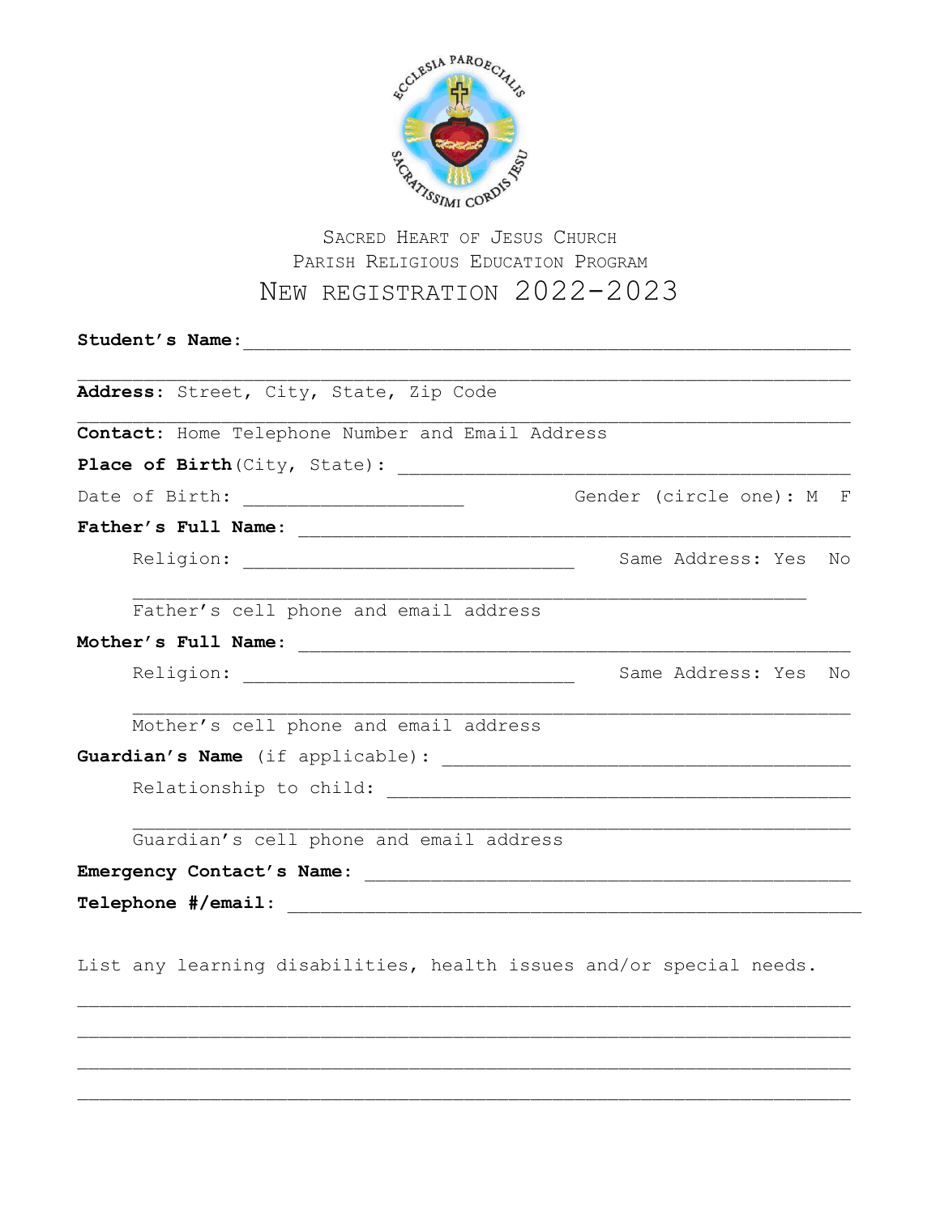ECCLESIA PAROECIALIS SACRATISSIMI CORDIS JESU

Sacred Heart of Jesus Church
Parish Religious Education Program

# New registration 2022-2023

**Student's Name:**_______________________________________________________

_____________________________________________________________________
**Address:** Street, City, State, Zip Code

_____________________________________________________________________
**Contact:** Home Telephone Number and Email Address

**Place of Birth** (City, State): ________________________________________

Date of Birth: ___________________ Gender (circle one): M F

**Father's Full Name:** ________________________________________________

Religion: _____________________________ Same Address: Yes No

___________________________________________________________
Father's cell phone and email address

**Mother's Full Name:** ________________________________________________

Religion: _____________________________ Same Address: Yes No

___________________________________________________________
Mother's cell phone and email address

**Guardian's Name** (if applicable): _____________________________________

Relationship to child: ________________________________________

___________________________________________________________
Guardian's cell phone and email address

**Emergency Contact's Name:** ___________________________________________

**Telephone #/email:** ___________________________________________________

List any learning disabilities, health issues and/or special needs.

_____________________________________________________________________

_____________________________________________________________________

_____________________________________________________________________

_____________________________________________________________________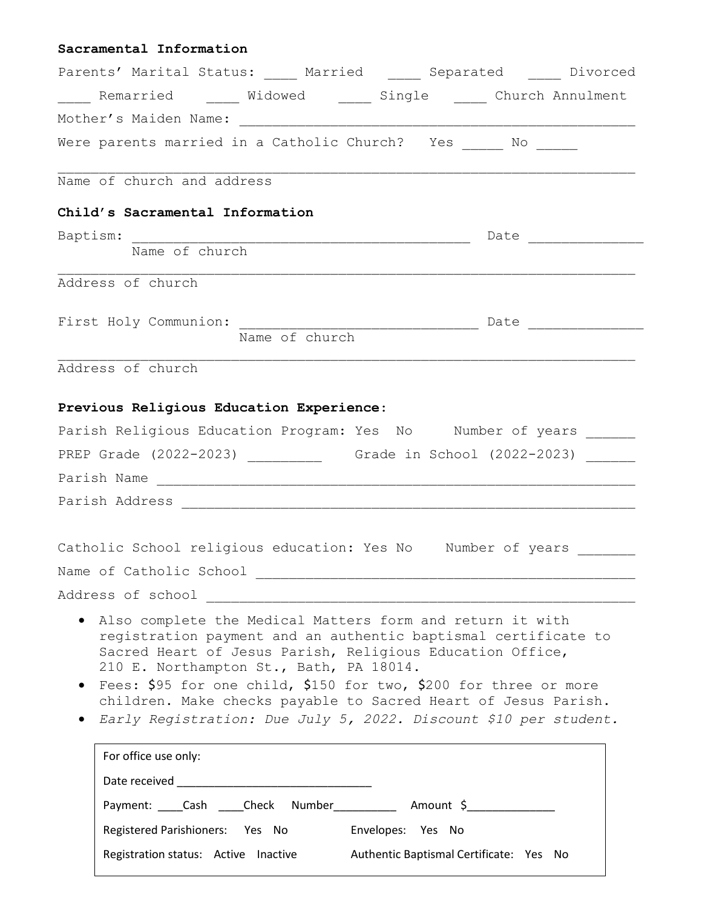**Sacramental Information**

Parents' Marital Status: ____ Married ____ Separated ____ Divorced

____ Remarried ____ Widowed ____ Single ____ Church Annulment

Mother's Maiden Name: ________________________________________________

Were parents married in a Catholic Church? Yes _____ No _____

______________________________________________________________________

Name of church and address

**Child's Sacramental Information**

Baptism: ________________________________________ Date ______________

Name of church

______________________________________________________________________

Address of church

First Holy Communion: ____________________________ Date ______________

Name of church

______________________________________________________________________

Address of church

**Previous Religious Education Experience:**

Parish Religious Education Program: Yes No Number of years ______

PREP Grade (2022-2023) _________ Grade in School (2022-2023) ______

Parish Name __________________________________________________________

Parish Address _______________________________________________________

Catholic School religious education: Yes No Number of years _______

Name of Catholic School ______________________________________________

Address of school ____________________________________________________

- Also complete the Medical Matters form and return it with registration payment and an authentic baptismal certificate to Sacred Heart of Jesus Parish, Religious Education Office, 210 E. Northampton St., Bath, PA 18014.
- Fees: $95 for one child, $150 for two, $200 for three or more children. Make checks payable to Sacred Heart of Jesus Parish.
- *Early Registration: Due July 5, 2022. Discount $10 per student.*

For office use only:

Date received ______________________________

Payment: ____Cash ____Check Number_________ Amount $_____________

Registered Parishioners: Yes No Envelopes: Yes No

Registration status: Active Inactive Authentic Baptismal Certificate: Yes No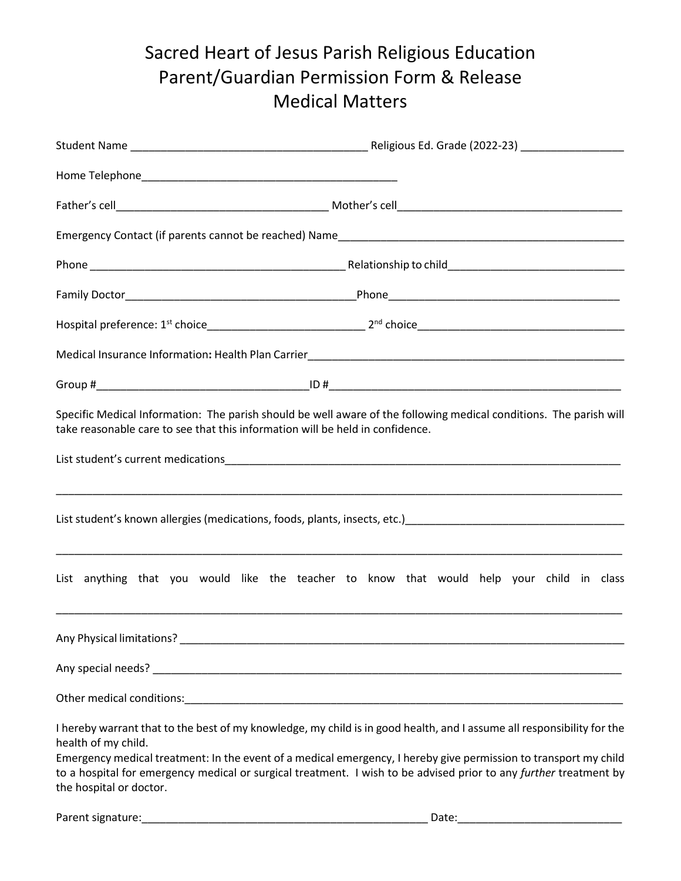# Sacred Heart of Jesus Parish Religious Education
# Parent/Guardian Permission Form & Release
# Medical Matters

Student Name ______________________________________ Religious Ed. Grade (2022-23) ________________

Home Telephone_________________________________________

Father's cell__________________________________ Mother's cell____________________________________

Emergency Contact (if parents cannot be reached) Name_______________________________________________

Phone _________________________________________ Relationship to child____________________________

Family Doctor_____________________________________Phone_____________________________________

Hospital preference: 1st choice________________________ 2nd choice__________________________________

Medical Insurance Information**:** Health Plan Carrier___________________________________________________

Group #__________________________________ID #_______________________________________________

Specific Medical Information: The parish should be well aware of the following medical conditions. The parish will take reasonable care to see that this information will be held in confidence.

List student's current medications__________________________________________________________________

__________________________________________________________________________________________

List student's known allergies (medications, foods, plants, insects, etc.)___________________________________

__________________________________________________________________________________________

List anything that you would like the teacher to know that would help your child in class

__________________________________________________________________________________________

Any Physical limitations? _________________________________________________________________________

Any special needs? _____________________________________________________________________________

Other medical conditions:__________________________________________________________________________

I hereby warrant that to the best of my knowledge, my child is in good health, and I assume all responsibility for the health of my child.

Emergency medical treatment: In the event of a medical emergency, I hereby give permission to transport my child to a hospital for emergency medical or surgical treatment. I wish to be advised prior to any *further* treatment by the hospital or doctor.

Parent signature:_______________________________________________ Date:__________________________